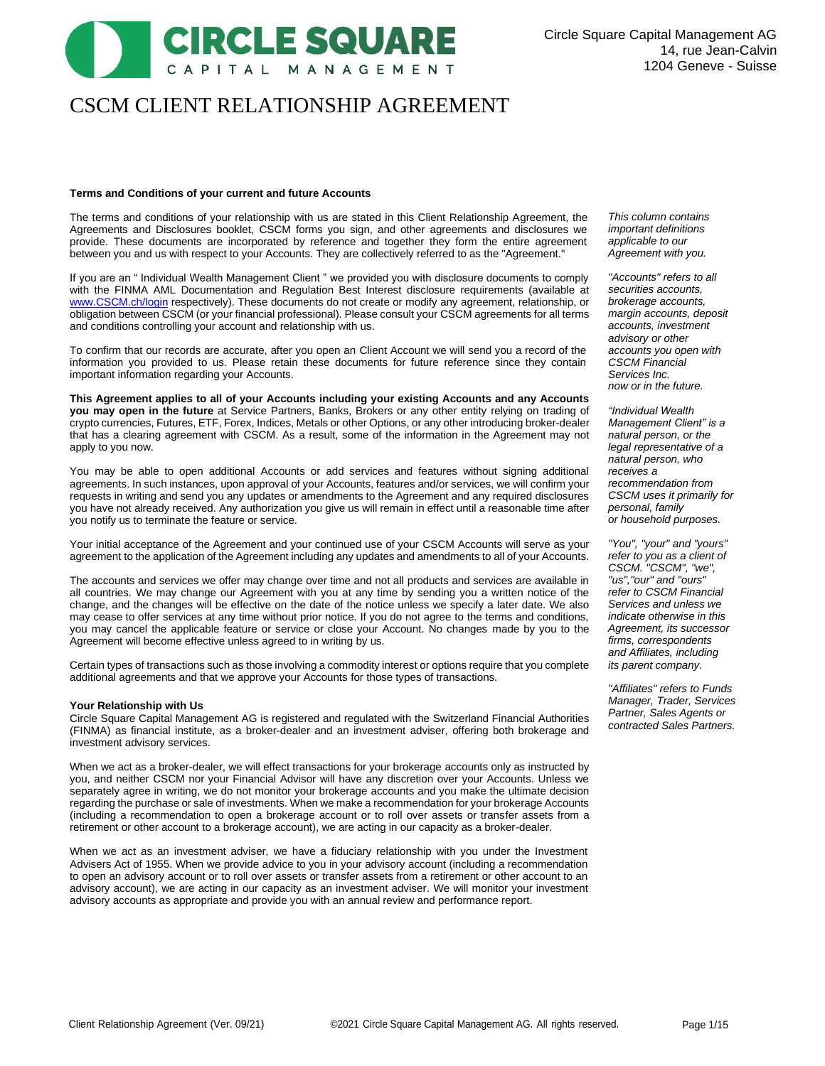CIRCLE SQUARE
CAPITAL MANAGEMENT

Circle Square Capital Management AG
14, rue Jean-Calvin
1204 Geneve - Suisse

# CSCM CLIENT RELATIONSHIP AGREEMENT

**Terms and Conditions of your current and future Accounts**

The terms and conditions of your relationship with us are stated in this Client Relationship Agreement, the Agreements and Disclosures booklet, CSCM forms you sign, and other agreements and disclosures we provide. These documents are incorporated by reference and together they form the entire agreement between you and us with respect to your Accounts. They are collectively referred to as the "Agreement."

If you are an " Individual Wealth Management Client " we provided you with disclosure documents to comply with the FINMA AML Documentation and Regulation Best Interest disclosure requirements (available at [www.CSCM.ch/login](http://www.CSCM.ch/login) respectively). These documents do not create or modify any agreement, relationship, or obligation between CSCM (or your financial professional). Please consult your CSCM agreements for all terms and conditions controlling your account and relationship with us.

To confirm that our records are accurate, after you open an Client Account we will send you a record of the information you provided to us. Please retain these documents for future reference since they contain important information regarding your Accounts.

**This Agreement applies to all of your Accounts including your existing Accounts and any Accounts you may open in the future** at Service Partners, Banks, Brokers or any other entity relying on trading of crypto currencies, Futures, ETF, Forex, Indices, Metals or other Options, or any other introducing broker-dealer that has a clearing agreement with CSCM. As a result, some of the information in the Agreement may not apply to you now.

You may be able to open additional Accounts or add services and features without signing additional agreements. In such instances, upon approval of your Accounts, features and/or services, we will confirm your requests in writing and send you any updates or amendments to the Agreement and any required disclosures you have not already received. Any authorization you give us will remain in effect until a reasonable time after you notify us to terminate the feature or service.

Your initial acceptance of the Agreement and your continued use of your CSCM Accounts will serve as your agreement to the application of the Agreement including any updates and amendments to all of your Accounts.

The accounts and services we offer may change over time and not all products and services are available in all countries. We may change our Agreement with you at any time by sending you a written notice of the change, and the changes will be effective on the date of the notice unless we specify a later date. We also may cease to offer services at any time without prior notice. If you do not agree to the terms and conditions, you may cancel the applicable feature or service or close your Account. No changes made by you to the Agreement will become effective unless agreed to in writing by us.

Certain types of transactions such as those involving a commodity interest or options require that you complete additional agreements and that we approve your Accounts for those types of transactions.

**Your Relationship with Us**

Circle Square Capital Management AG is registered and regulated with the Switzerland Financial Authorities (FINMA) as financial institute, as a broker-dealer and an investment adviser, offering both brokerage and investment advisory services.

When we act as a broker-dealer, we will effect transactions for your brokerage accounts only as instructed by you, and neither CSCM nor your Financial Advisor will have any discretion over your Accounts. Unless we separately agree in writing, we do not monitor your brokerage accounts and you make the ultimate decision regarding the purchase or sale of investments. When we make a recommendation for your brokerage Accounts (including a recommendation to open a brokerage account or to roll over assets or transfer assets from a retirement or other account to a brokerage account), we are acting in our capacity as a broker-dealer.

When we act as an investment adviser, we have a fiduciary relationship with you under the Investment Advisers Act of 1955. When we provide advice to you in your advisory account (including a recommendation to open an advisory account or to roll over assets or transfer assets from a retirement or other account to an advisory account), we are acting in our capacity as an investment adviser. We will monitor your investment advisory accounts as appropriate and provide you with an annual review and performance report.

*This column contains important definitions applicable to our Agreement with you.*

*"Accounts" refers to all securities accounts, brokerage accounts, margin accounts, deposit accounts, investment advisory or other accounts you open with CSCM Financial Services Inc. now or in the future.*

*"Individual Wealth Management Client" is a natural person, or the legal representative of a natural person, who receives a recommendation from CSCM uses it primarily for personal, family or household purposes.*

*"You", "your" and "yours" refer to you as a client of CSCM. "CSCM", "we", "us","our" and "ours" refer to CSCM Financial Services and unless we indicate otherwise in this Agreement, its successor firms, correspondents and Affiliates, including its parent company.*

*"Affiliates" refers to Funds Manager, Trader, Services Partner, Sales Agents or contracted Sales Partners.*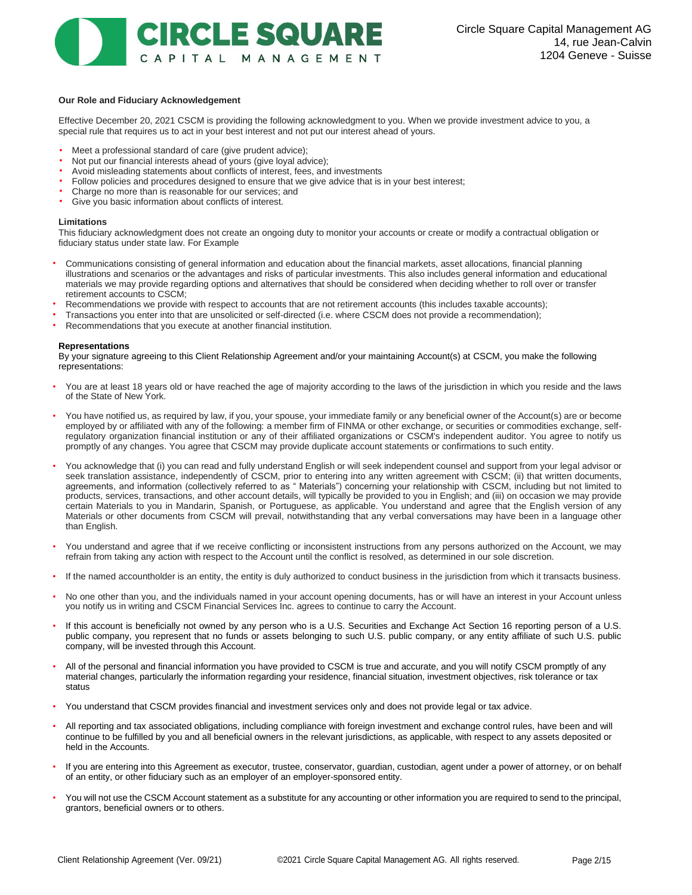**Our Role and Fiduciary Acknowledgement**

Effective December 20, 2021 CSCM is providing the following acknowledgment to you. When we provide investment advice to you, a special rule that requires us to act in your best interest and not put our interest ahead of yours.

- Meet a professional standard of care (give prudent advice);
- Not put our financial interests ahead of yours (give loyal advice);
- Avoid misleading statements about conflicts of interest, fees, and investments
- Follow policies and procedures designed to ensure that we give advice that is in your best interest;
- Charge no more than is reasonable for our services; and
- Give you basic information about conflicts of interest.

**Limitations**

This fiduciary acknowledgment does not create an ongoing duty to monitor your accounts or create or modify a contractual obligation or fiduciary status under state law. For Example

- Communications consisting of general information and education about the financial markets, asset allocations, financial planning illustrations and scenarios or the advantages and risks of particular investments. This also includes general information and educational materials we may provide regarding options and alternatives that should be considered when deciding whether to roll over or transfer retirement accounts to CSCM;
- Recommendations we provide with respect to accounts that are not retirement accounts (this includes taxable accounts);
- Transactions you enter into that are unsolicited or self-directed (i.e. where CSCM does not provide a recommendation);
- Recommendations that you execute at another financial institution.

**Representations**

By your signature agreeing to this Client Relationship Agreement and/or your maintaining Account(s) at CSCM, you make the following representations:

- You are at least 18 years old or have reached the age of majority according to the laws of the jurisdiction in which you reside and the laws of the State of New York.
- You have notified us, as required by law, if you, your spouse, your immediate family or any beneficial owner of the Account(s) are or become employed by or affiliated with any of the following: a member firm of FINMA or other exchange, or securities or commodities exchange, self-regulatory organization financial institution or any of their affiliated organizations or CSCM's independent auditor. You agree to notify us promptly of any changes. You agree that CSCM may provide duplicate account statements or confirmations to such entity.
- You acknowledge that (i) you can read and fully understand English or will seek independent counsel and support from your legal advisor or seek translation assistance, independently of CSCM, prior to entering into any written agreement with CSCM; (ii) that written documents, agreements, and information (collectively referred to as " Materials") concerning your relationship with CSCM, including but not limited to products, services, transactions, and other account details, will typically be provided to you in English; and (iii) on occasion we may provide certain Materials to you in Mandarin, Spanish, or Portuguese, as applicable. You understand and agree that the English version of any Materials or other documents from CSCM will prevail, notwithstanding that any verbal conversations may have been in a language other than English.
- You understand and agree that if we receive conflicting or inconsistent instructions from any persons authorized on the Account, we may refrain from taking any action with respect to the Account until the conflict is resolved, as determined in our sole discretion.
- If the named accountholder is an entity, the entity is duly authorized to conduct business in the jurisdiction from which it transacts business.
- No one other than you, and the individuals named in your account opening documents, has or will have an interest in your Account unless you notify us in writing and CSCM Financial Services Inc. agrees to continue to carry the Account.
- If this account is beneficially not owned by any person who is a U.S. Securities and Exchange Act Section 16 reporting person of a U.S. public company, you represent that no funds or assets belonging to such U.S. public company, or any entity affiliate of such U.S. public company, will be invested through this Account.
- All of the personal and financial information you have provided to CSCM is true and accurate, and you will notify CSCM promptly of any material changes, particularly the information regarding your residence, financial situation, investment objectives, risk tolerance or tax status
- You understand that CSCM provides financial and investment services only and does not provide legal or tax advice.
- All reporting and tax associated obligations, including compliance with foreign investment and exchange control rules, have been and will continue to be fulfilled by you and all beneficial owners in the relevant jurisdictions, as applicable, with respect to any assets deposited or held in the Accounts.
- If you are entering into this Agreement as executor, trustee, conservator, guardian, custodian, agent under a power of attorney, or on behalf of an entity, or other fiduciary such as an employer of an employer-sponsored entity.
- You will not use the CSCM Account statement as a substitute for any accounting or other information you are required to send to the principal, grantors, beneficial owners or to others.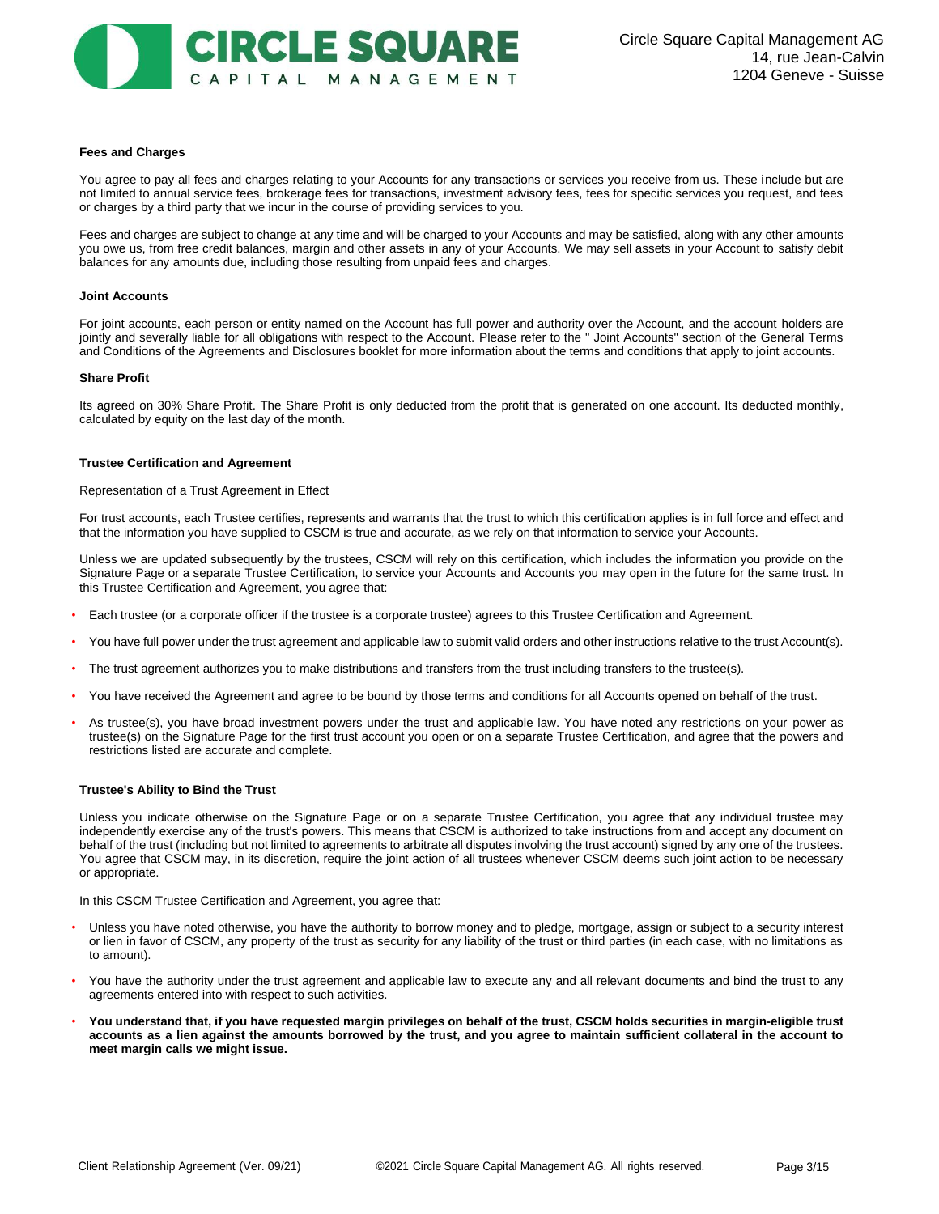**Fees and Charges**

You agree to pay all fees and charges relating to your Accounts for any transactions or services you receive from us. These include but are not limited to annual service fees, brokerage fees for transactions, investment advisory fees, fees for specific services you request, and fees or charges by a third party that we incur in the course of providing services to you.

Fees and charges are subject to change at any time and will be charged to your Accounts and may be satisfied, along with any other amounts you owe us, from free credit balances, margin and other assets in any of your Accounts. We may sell assets in your Account to satisfy debit balances for any amounts due, including those resulting from unpaid fees and charges.

**Joint Accounts**

For joint accounts, each person or entity named on the Account has full power and authority over the Account, and the account holders are jointly and severally liable for all obligations with respect to the Account. Please refer to the " Joint Accounts" section of the General Terms and Conditions of the Agreements and Disclosures booklet for more information about the terms and conditions that apply to joint accounts.

**Share Profit**

Its agreed on 30% Share Profit. The Share Profit is only deducted from the profit that is generated on one account. Its deducted monthly, calculated by equity on the last day of the month.

**Trustee Certification and Agreement**

Representation of a Trust Agreement in Effect

For trust accounts, each Trustee certifies, represents and warrants that the trust to which this certification applies is in full force and effect and that the information you have supplied to CSCM is true and accurate, as we rely on that information to service your Accounts.

Unless we are updated subsequently by the trustees, CSCM will rely on this certification, which includes the information you provide on the Signature Page or a separate Trustee Certification, to service your Accounts and Accounts you may open in the future for the same trust. In this Trustee Certification and Agreement, you agree that:

- Each trustee (or a corporate officer if the trustee is a corporate trustee) agrees to this Trustee Certification and Agreement.
- You have full power under the trust agreement and applicable law to submit valid orders and other instructions relative to the trust Account(s).
- The trust agreement authorizes you to make distributions and transfers from the trust including transfers to the trustee(s).
- You have received the Agreement and agree to be bound by those terms and conditions for all Accounts opened on behalf of the trust.
- As trustee(s), you have broad investment powers under the trust and applicable law. You have noted any restrictions on your power as trustee(s) on the Signature Page for the first trust account you open or on a separate Trustee Certification, and agree that the powers and restrictions listed are accurate and complete.

**Trustee's Ability to Bind the Trust**

Unless you indicate otherwise on the Signature Page or on a separate Trustee Certification, you agree that any individual trustee may independently exercise any of the trust's powers. This means that CSCM is authorized to take instructions from and accept any document on behalf of the trust (including but not limited to agreements to arbitrate all disputes involving the trust account) signed by any one of the trustees. You agree that CSCM may, in its discretion, require the joint action of all trustees whenever CSCM deems such joint action to be necessary or appropriate.

In this CSCM Trustee Certification and Agreement, you agree that:

- Unless you have noted otherwise, you have the authority to borrow money and to pledge, mortgage, assign or subject to a security interest or lien in favor of CSCM, any property of the trust as security for any liability of the trust or third parties (in each case, with no limitations as to amount).
- You have the authority under the trust agreement and applicable law to execute any and all relevant documents and bind the trust to any agreements entered into with respect to such activities.
- **You understand that, if you have requested margin privileges on behalf of the trust, CSCM holds securities in margin-eligible trust accounts as a lien against the amounts borrowed by the trust, and you agree to maintain sufficient collateral in the account to meet margin calls we might issue.**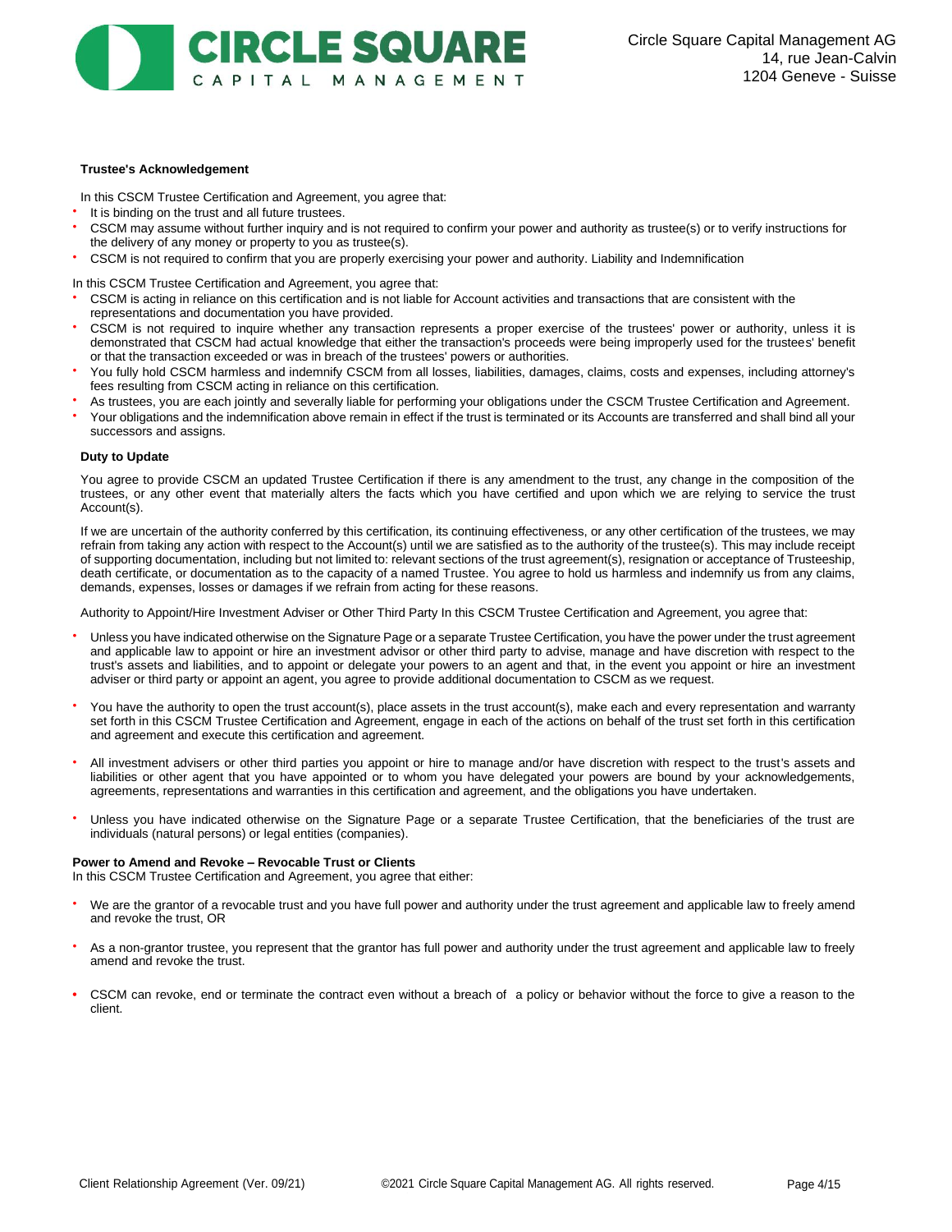**Trustee's Acknowledgement**

In this CSCM Trustee Certification and Agreement, you agree that:

- It is binding on the trust and all future trustees.
- CSCM may assume without further inquiry and is not required to confirm your power and authority as trustee(s) or to verify instructions for the delivery of any money or property to you as trustee(s).
- CSCM is not required to confirm that you are properly exercising your power and authority. Liability and Indemnification

In this CSCM Trustee Certification and Agreement, you agree that:

- CSCM is acting in reliance on this certification and is not liable for Account activities and transactions that are consistent with the representations and documentation you have provided.
- CSCM is not required to inquire whether any transaction represents a proper exercise of the trustees' power or authority, unless it is demonstrated that CSCM had actual knowledge that either the transaction's proceeds were being improperly used for the trustees' benefit or that the transaction exceeded or was in breach of the trustees' powers or authorities.
- You fully hold CSCM harmless and indemnify CSCM from all losses, liabilities, damages, claims, costs and expenses, including attorney's fees resulting from CSCM acting in reliance on this certification.
- As trustees, you are each jointly and severally liable for performing your obligations under the CSCM Trustee Certification and Agreement.
- Your obligations and the indemnification above remain in effect if the trust is terminated or its Accounts are transferred and shall bind all your successors and assigns.

**Duty to Update**

You agree to provide CSCM an updated Trustee Certification if there is any amendment to the trust, any change in the composition of the trustees, or any other event that materially alters the facts which you have certified and upon which we are relying to service the trust Account(s).

If we are uncertain of the authority conferred by this certification, its continuing effectiveness, or any other certification of the trustees, we may refrain from taking any action with respect to the Account(s) until we are satisfied as to the authority of the trustee(s). This may include receipt of supporting documentation, including but not limited to: relevant sections of the trust agreement(s), resignation or acceptance of Trusteeship, death certificate, or documentation as to the capacity of a named Trustee. You agree to hold us harmless and indemnify us from any claims, demands, expenses, losses or damages if we refrain from acting for these reasons.

Authority to Appoint/Hire Investment Adviser or Other Third Party In this CSCM Trustee Certification and Agreement, you agree that:

- Unless you have indicated otherwise on the Signature Page or a separate Trustee Certification, you have the power under the trust agreement and applicable law to appoint or hire an investment advisor or other third party to advise, manage and have discretion with respect to the trust's assets and liabilities, and to appoint or delegate your powers to an agent and that, in the event you appoint or hire an investment adviser or third party or appoint an agent, you agree to provide additional documentation to CSCM as we request.

- You have the authority to open the trust account(s), place assets in the trust account(s), make each and every representation and warranty set forth in this CSCM Trustee Certification and Agreement, engage in each of the actions on behalf of the trust set forth in this certification and agreement and execute this certification and agreement.

- All investment advisers or other third parties you appoint or hire to manage and/or have discretion with respect to the trust's assets and liabilities or other agent that you have appointed or to whom you have delegated your powers are bound by your acknowledgements, agreements, representations and warranties in this certification and agreement, and the obligations you have undertaken.

- Unless you have indicated otherwise on the Signature Page or a separate Trustee Certification, that the beneficiaries of the trust are individuals (natural persons) or legal entities (companies).

**Power to Amend and Revoke – Revocable Trust or Clients**

In this CSCM Trustee Certification and Agreement, you agree that either:

- We are the grantor of a revocable trust and you have full power and authority under the trust agreement and applicable law to freely amend and revoke the trust, OR

- As a non-grantor trustee, you represent that the grantor has full power and authority under the trust agreement and applicable law to freely amend and revoke the trust.

- CSCM can revoke, end or terminate the contract even without a breach of a policy or behavior without the force to give a reason to the client.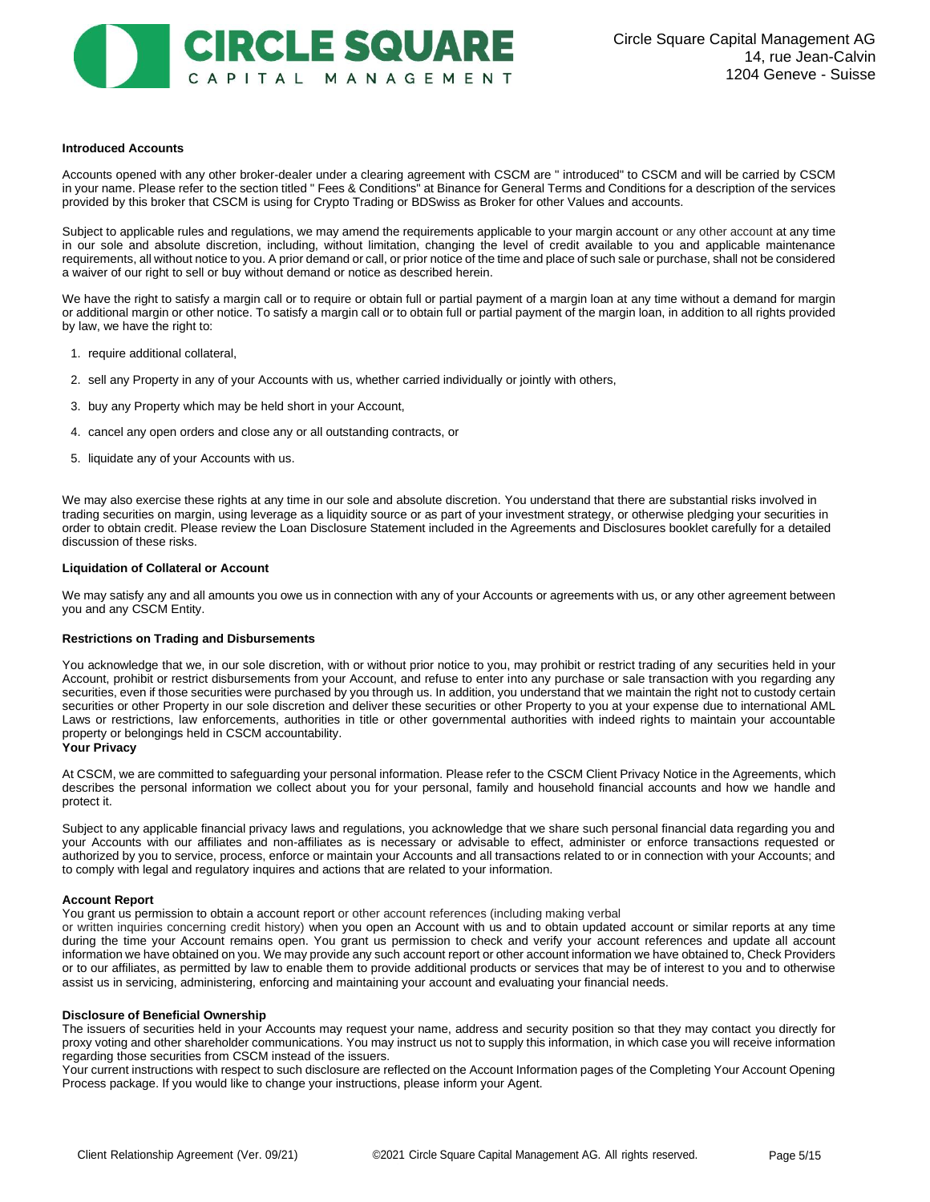### Introduced Accounts

Accounts opened with any other broker-dealer under a clearing agreement with CSCM are " introduced" to CSCM and will be carried by CSCM in your name. Please refer to the section titled " Fees & Conditions" at Binance for General Terms and Conditions for a description of the services provided by this broker that CSCM is using for Crypto Trading or BDSwiss as Broker for other Values and accounts.

Subject to applicable rules and regulations, we may amend the requirements applicable to your margin account or any other account at any time in our sole and absolute discretion, including, without limitation, changing the level of credit available to you and applicable maintenance requirements, all without notice to you. A prior demand or call, or prior notice of the time and place of such sale or purchase, shall not be considered a waiver of our right to sell or buy without demand or notice as described herein.

We have the right to satisfy a margin call or to require or obtain full or partial payment of a margin loan at any time without a demand for margin or additional margin or other notice. To satisfy a margin call or to obtain full or partial payment of the margin loan, in addition to all rights provided by law, we have the right to:

1. require additional collateral,
2. sell any Property in any of your Accounts with us, whether carried individually or jointly with others,
3. buy any Property which may be held short in your Account,
4. cancel any open orders and close any or all outstanding contracts, or
5. liquidate any of your Accounts with us.

We may also exercise these rights at any time in our sole and absolute discretion. You understand that there are substantial risks involved in trading securities on margin, using leverage as a liquidity source or as part of your investment strategy, or otherwise pledging your securities in order to obtain credit. Please review the Loan Disclosure Statement included in the Agreements and Disclosures booklet carefully for a detailed discussion of these risks.

### Liquidation of Collateral or Account

We may satisfy any and all amounts you owe us in connection with any of your Accounts or agreements with us, or any other agreement between you and any CSCM Entity.

### Restrictions on Trading and Disbursements

You acknowledge that we, in our sole discretion, with or without prior notice to you, may prohibit or restrict trading of any securities held in your Account, prohibit or restrict disbursements from your Account, and refuse to enter into any purchase or sale transaction with you regarding any securities, even if those securities were purchased by you through us. In addition, you understand that we maintain the right not to custody certain securities or other Property in our sole discretion and deliver these securities or other Property to you at your expense due to international AML Laws or restrictions, law enforcements, authorities in title or other governmental authorities with indeed rights to maintain your accountable property or belongings held in CSCM accountability.

### Your Privacy

At CSCM, we are committed to safeguarding your personal information. Please refer to the CSCM Client Privacy Notice in the Agreements, which describes the personal information we collect about you for your personal, family and household financial accounts and how we handle and protect it.

Subject to any applicable financial privacy laws and regulations, you acknowledge that we share such personal financial data regarding you and your Accounts with our affiliates and non-affiliates as is necessary or advisable to effect, administer or enforce transactions requested or authorized by you to service, process, enforce or maintain your Accounts and all transactions related to or in connection with your Accounts; and to comply with legal and regulatory inquires and actions that are related to your information.

### Account Report

You grant us permission to obtain a account report or other account references (including making verbal or written inquiries concerning credit history) when you open an Account with us and to obtain updated account or similar reports at any time during the time your Account remains open. You grant us permission to check and verify your account references and update all account information we have obtained on you. We may provide any such account report or other account information we have obtained to, Check Providers or to our affiliates, as permitted by law to enable them to provide additional products or services that may be of interest to you and to otherwise assist us in servicing, administering, enforcing and maintaining your account and evaluating your financial needs.

### Disclosure of Beneficial Ownership

The issuers of securities held in your Accounts may request your name, address and security position so that they may contact you directly for proxy voting and other shareholder communications. You may instruct us not to supply this information, in which case you will receive information regarding those securities from CSCM instead of the issuers.

Your current instructions with respect to such disclosure are reflected on the Account Information pages of the Completing Your Account Opening Process package. If you would like to change your instructions, please inform your Agent.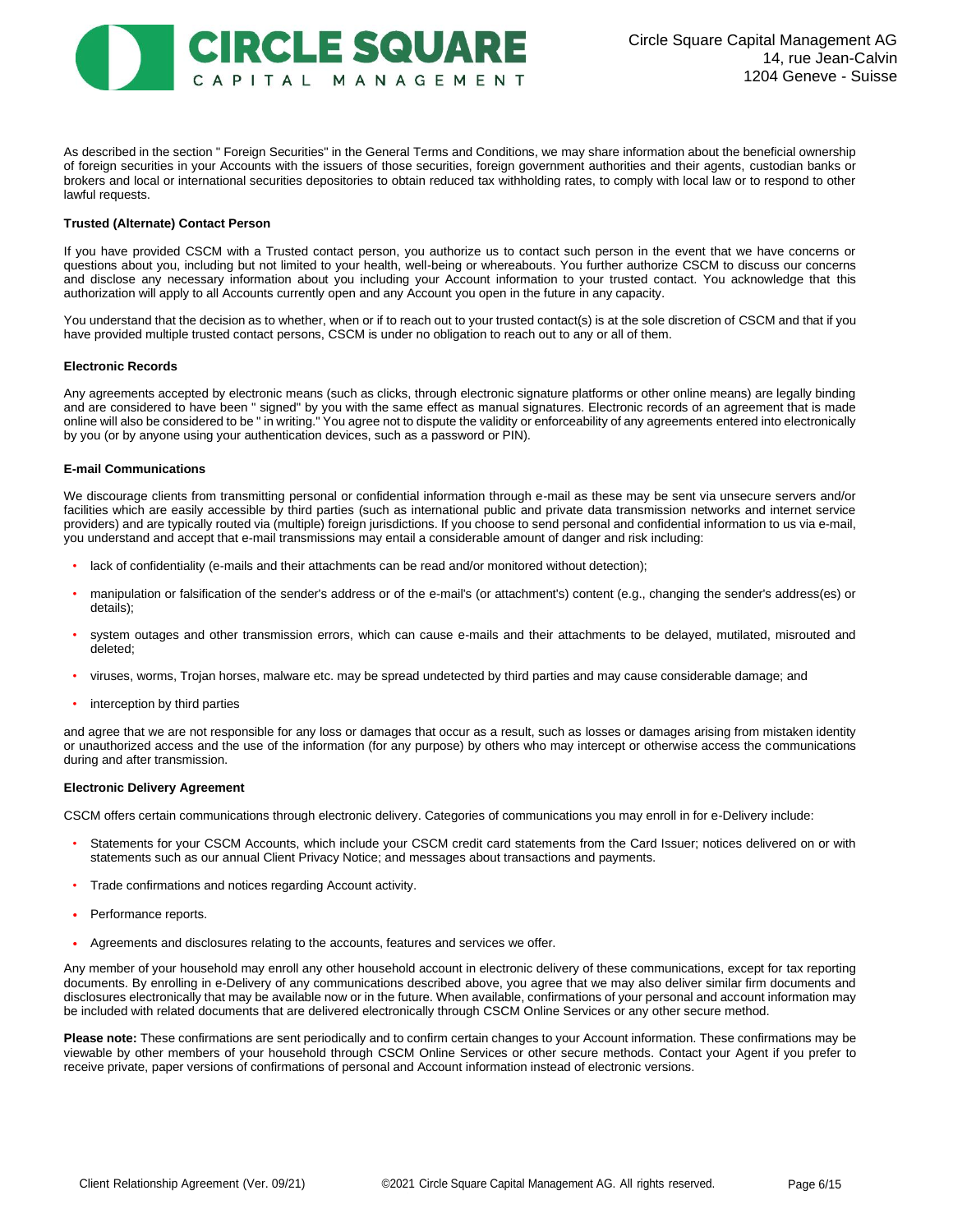As described in the section " Foreign Securities" in the General Terms and Conditions, we may share information about the beneficial ownership of foreign securities in your Accounts with the issuers of those securities, foreign government authorities and their agents, custodian banks or brokers and local or international securities depositories to obtain reduced tax withholding rates, to comply with local law or to respond to other lawful requests.

**Trusted (Alternate) Contact Person**

If you have provided CSCM with a Trusted contact person, you authorize us to contact such person in the event that we have concerns or questions about you, including but not limited to your health, well-being or whereabouts. You further authorize CSCM to discuss our concerns and disclose any necessary information about you including your Account information to your trusted contact. You acknowledge that this authorization will apply to all Accounts currently open and any Account you open in the future in any capacity.

You understand that the decision as to whether, when or if to reach out to your trusted contact(s) is at the sole discretion of CSCM and that if you have provided multiple trusted contact persons, CSCM is under no obligation to reach out to any or all of them.

**Electronic Records**

Any agreements accepted by electronic means (such as clicks, through electronic signature platforms or other online means) are legally binding and are considered to have been " signed" by you with the same effect as manual signatures. Electronic records of an agreement that is made online will also be considered to be " in writing." You agree not to dispute the validity or enforceability of any agreements entered into electronically by you (or by anyone using your authentication devices, such as a password or PIN).

**E-mail Communications**

We discourage clients from transmitting personal or confidential information through e-mail as these may be sent via unsecure servers and/or facilities which are easily accessible by third parties (such as international public and private data transmission networks and internet service providers) and are typically routed via (multiple) foreign jurisdictions. If you choose to send personal and confidential information to us via e-mail, you understand and accept that e-mail transmissions may entail a considerable amount of danger and risk including:

- lack of confidentiality (e-mails and their attachments can be read and/or monitored without detection);
- manipulation or falsification of the sender's address or of the e-mail's (or attachment's) content (e.g., changing the sender's address(es) or details);
- system outages and other transmission errors, which can cause e-mails and their attachments to be delayed, mutilated, misrouted and deleted;
- viruses, worms, Trojan horses, malware etc. may be spread undetected by third parties and may cause considerable damage; and
- interception by third parties

and agree that we are not responsible for any loss or damages that occur as a result, such as losses or damages arising from mistaken identity or unauthorized access and the use of the information (for any purpose) by others who may intercept or otherwise access the communications during and after transmission.

**Electronic Delivery Agreement**

CSCM offers certain communications through electronic delivery. Categories of communications you may enroll in for e-Delivery include:

- Statements for your CSCM Accounts, which include your CSCM credit card statements from the Card Issuer; notices delivered on or with statements such as our annual Client Privacy Notice; and messages about transactions and payments.
- Trade confirmations and notices regarding Account activity.
- Performance reports.
- Agreements and disclosures relating to the accounts, features and services we offer.

Any member of your household may enroll any other household account in electronic delivery of these communications, except for tax reporting documents. By enrolling in e-Delivery of any communications described above, you agree that we may also deliver similar firm documents and disclosures electronically that may be available now or in the future. When available, confirmations of your personal and account information may be included with related documents that are delivered electronically through CSCM Online Services or any other secure method.

**Please note:** These confirmations are sent periodically and to confirm certain changes to your Account information. These confirmations may be viewable by other members of your household through CSCM Online Services or other secure methods. Contact your Agent if you prefer to receive private, paper versions of confirmations of personal and Account information instead of electronic versions.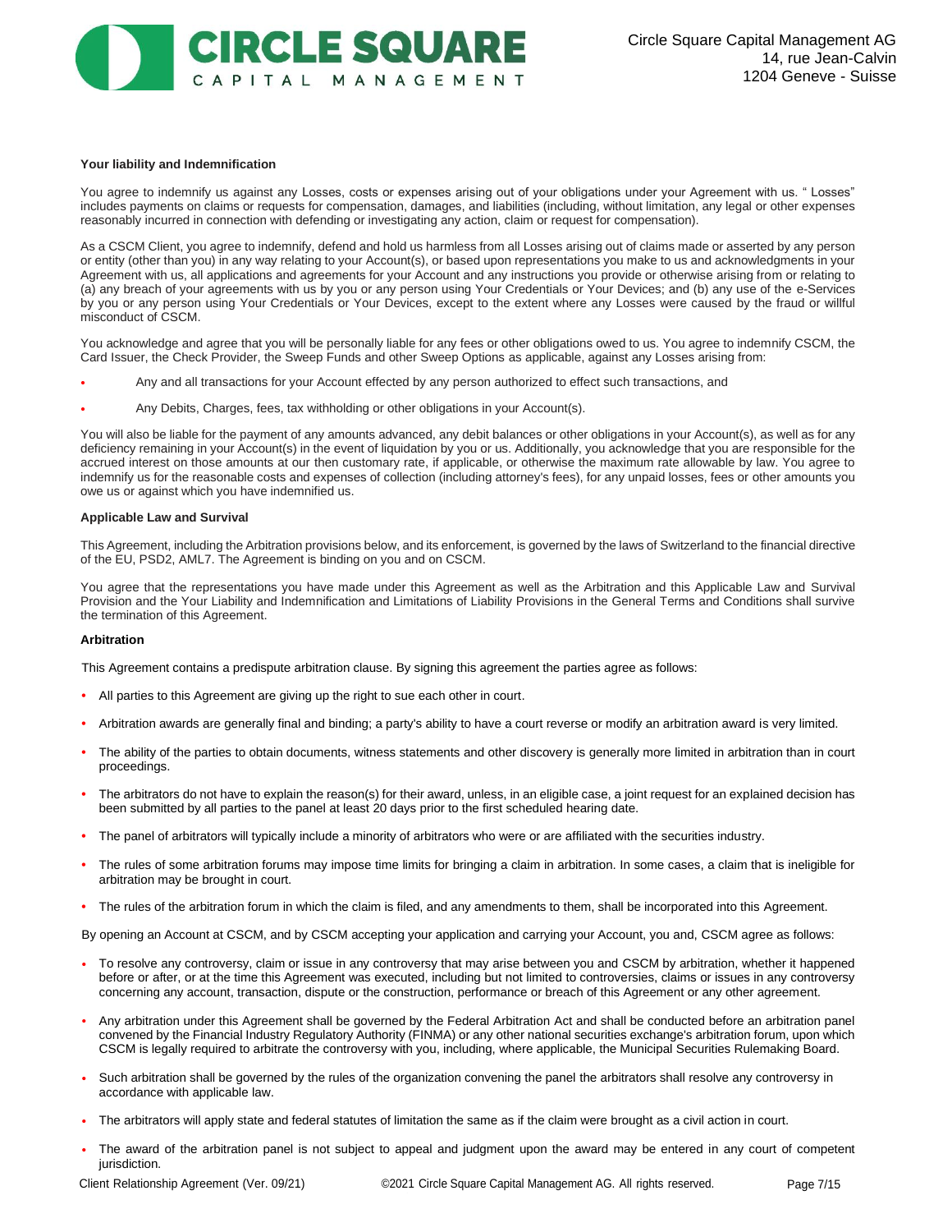### Your liability and Indemnification

You agree to indemnify us against any Losses, costs or expenses arising out of your obligations under your Agreement with us. " Losses" includes payments on claims or requests for compensation, damages, and liabilities (including, without limitation, any legal or other expenses reasonably incurred in connection with defending or investigating any action, claim or request for compensation).

As a CSCM Client, you agree to indemnify, defend and hold us harmless from all Losses arising out of claims made or asserted by any person or entity (other than you) in any way relating to your Account(s), or based upon representations you make to us and acknowledgments in your Agreement with us, all applications and agreements for your Account and any instructions you provide or otherwise arising from or relating to (a) any breach of your agreements with us by you or any person using Your Credentials or Your Devices; and (b) any use of the e-Services by you or any person using Your Credentials or Your Devices, except to the extent where any Losses were caused by the fraud or willful misconduct of CSCM.

You acknowledge and agree that you will be personally liable for any fees or other obligations owed to us. You agree to indemnify CSCM, the Card Issuer, the Check Provider, the Sweep Funds and other Sweep Options as applicable, against any Losses arising from:

- Any and all transactions for your Account effected by any person authorized to effect such transactions, and
- Any Debits, Charges, fees, tax withholding or other obligations in your Account(s).

You will also be liable for the payment of any amounts advanced, any debit balances or other obligations in your Account(s), as well as for any deficiency remaining in your Account(s) in the event of liquidation by you or us. Additionally, you acknowledge that you are responsible for the accrued interest on those amounts at our then customary rate, if applicable, or otherwise the maximum rate allowable by law. You agree to indemnify us for the reasonable costs and expenses of collection (including attorney's fees), for any unpaid losses, fees or other amounts you owe us or against which you have indemnified us.

### Applicable Law and Survival

This Agreement, including the Arbitration provisions below, and its enforcement, is governed by the laws of Switzerland to the financial directive of the EU, PSD2, AML7. The Agreement is binding on you and on CSCM.

You agree that the representations you have made under this Agreement as well as the Arbitration and this Applicable Law and Survival Provision and the Your Liability and Indemnification and Limitations of Liability Provisions in the General Terms and Conditions shall survive the termination of this Agreement.

### Arbitration

This Agreement contains a predispute arbitration clause. By signing this agreement the parties agree as follows:

- All parties to this Agreement are giving up the right to sue each other in court.
- Arbitration awards are generally final and binding; a party's ability to have a court reverse or modify an arbitration award is very limited.
- The ability of the parties to obtain documents, witness statements and other discovery is generally more limited in arbitration than in court proceedings.
- The arbitrators do not have to explain the reason(s) for their award, unless, in an eligible case, a joint request for an explained decision has been submitted by all parties to the panel at least 20 days prior to the first scheduled hearing date.
- The panel of arbitrators will typically include a minority of arbitrators who were or are affiliated with the securities industry.
- The rules of some arbitration forums may impose time limits for bringing a claim in arbitration. In some cases, a claim that is ineligible for arbitration may be brought in court.
- The rules of the arbitration forum in which the claim is filed, and any amendments to them, shall be incorporated into this Agreement.

By opening an Account at CSCM, and by CSCM accepting your application and carrying your Account, you and, CSCM agree as follows:

- To resolve any controversy, claim or issue in any controversy that may arise between you and CSCM by arbitration, whether it happened before or after, or at the time this Agreement was executed, including but not limited to controversies, claims or issues in any controversy concerning any account, transaction, dispute or the construction, performance or breach of this Agreement or any other agreement.
- Any arbitration under this Agreement shall be governed by the Federal Arbitration Act and shall be conducted before an arbitration panel convened by the Financial Industry Regulatory Authority (FINMA) or any other national securities exchange's arbitration forum, upon which CSCM is legally required to arbitrate the controversy with you, including, where applicable, the Municipal Securities Rulemaking Board.
- Such arbitration shall be governed by the rules of the organization convening the panel the arbitrators shall resolve any controversy in accordance with applicable law.
- The arbitrators will apply state and federal statutes of limitation the same as if the claim were brought as a civil action in court.
- The award of the arbitration panel is not subject to appeal and judgment upon the award may be entered in any court of competent jurisdiction.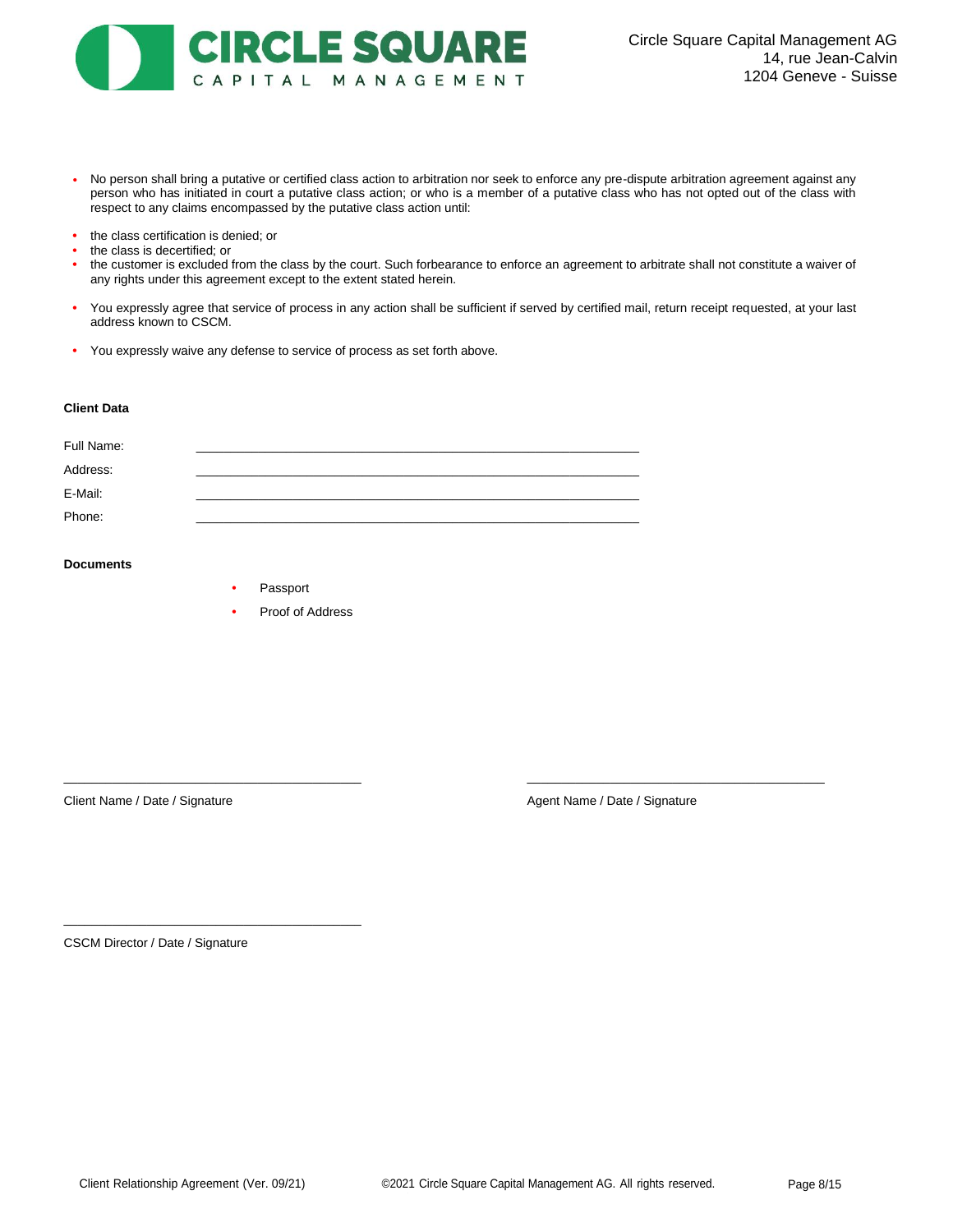- No person shall bring a putative or certified class action to arbitration nor seek to enforce any pre-dispute arbitration agreement against any person who has initiated in court a putative class action; or who is a member of a putative class who has not opted out of the class with respect to any claims encompassed by the putative class action until:

- the class certification is denied; or
- the class is decertified; or
- the customer is excluded from the class by the court. Such forbearance to enforce an agreement to arbitrate shall not constitute a waiver of any rights under this agreement except to the extent stated herein.

- You expressly agree that service of process in any action shall be sufficient if served by certified mail, return receipt requested, at your last address known to CSCM.

- You expressly waive any defense to service of process as set forth above.

**Client Data**

Full Name: ____________________________________________

Address: ____________________________________________

E-Mail: ____________________________________________

Phone: ____________________________________________

**Documents**

- Passport
- Proof of Address

______________________________________

Client Name / Date / Signature

______________________________________

Agent Name / Date / Signature

______________________________________

CSCM Director / Date / Signature